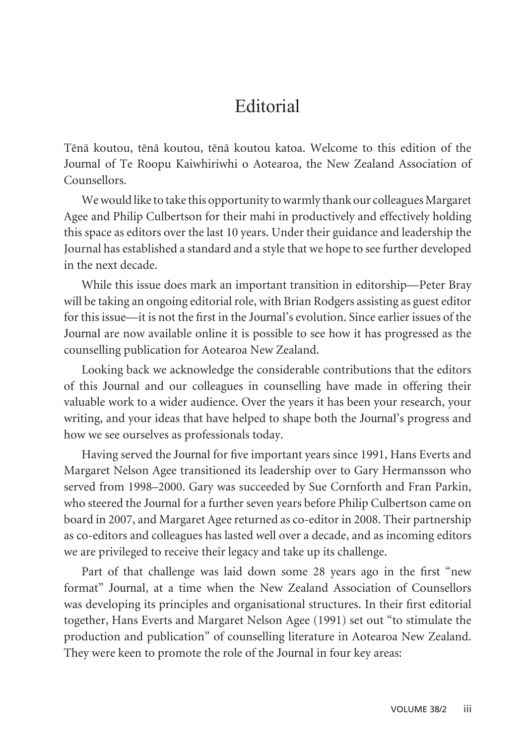# Editorial

Tēnā koutou, tēnā koutou, tēnā koutou katoa. Welcome to this edition of the Journal of Te Roopu Kaiwhiriwhi o Aotearoa, the New Zealand Association of Counsellors.

We would like to take this opportunity to warmly thank our colleagues Margaret Agee and Philip Culbertson for their mahi in productively and effectively holding this space as editors over the last 10 years. Under their guidance and leadership the Journal has established a standard and a style that we hope to see further developed in the next decade.

While this issue does mark an important transition in editorship—Peter Bray will be taking an ongoing editorial role, with Brian Rodgers assisting as guest editor for this issue—it is not the first in the Journal's evolution. Since earlier issues of the Journal are now available online it is possible to see how it has progressed as the counselling publication for Aotearoa New Zealand.

Looking back we acknowledge the considerable contributions that the editors of this Journal and our colleagues in counselling have made in offering their valuable work to a wider audience. Over the years it has been your research, your writing, and your ideas that have helped to shape both the Journal's progress and how we see ourselves as professionals today.

Having served the Journal for five important years since 1991, Hans Everts and Margaret Nelson Agee transitioned its leadership over to Gary Hermansson who served from 1998–2000. Gary was succeeded by Sue Cornforth and Fran Parkin, who steered the Journal for a further seven years before Philip Culbertson came on board in 2007, and Margaret Agee returned as co-editor in 2008. Their partnership as co-editors and colleagues has lasted well over a decade, and as incoming editors we are privileged to receive their legacy and take up its challenge.

Part of that challenge was laid down some 28 years ago in the first "new format" Journal, at a time when the New Zealand Association of Counsellors was developing its principles and organisational structures. In their first editorial together, Hans Everts and Margaret Nelson Agee (1991) set out "to stimulate the production and publication" of counselling literature in Aotearoa New Zealand. They were keen to promote the role of the Journal in four key areas: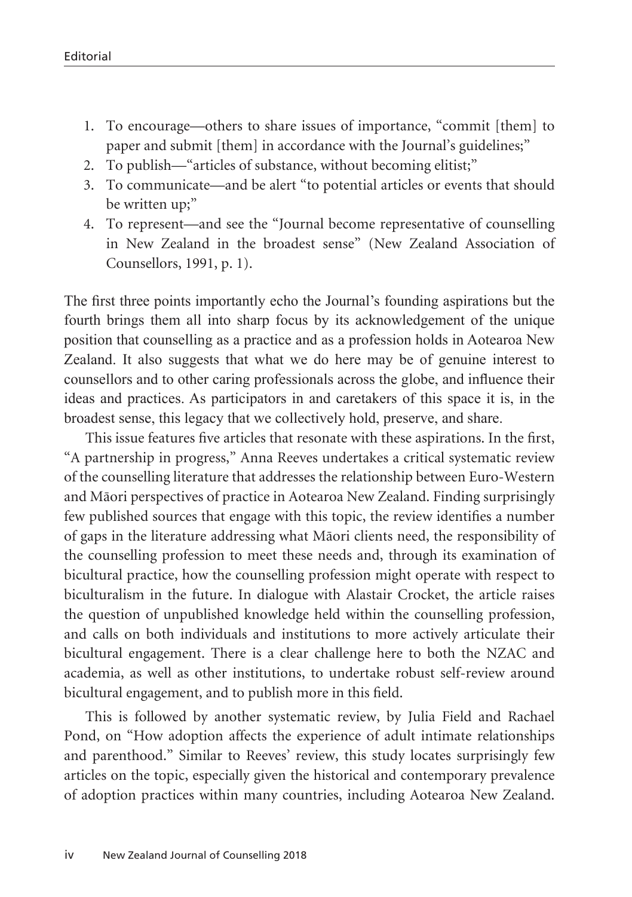1. To encourage—others to share issues of importance, "commit [them] to paper and submit [them] in accordance with the Journal's guidelines;"
2. To publish—"articles of substance, without becoming elitist;"
3. To communicate—and be alert "to potential articles or events that should be written up;"
4. To represent—and see the "Journal become representative of counselling in New Zealand in the broadest sense" (New Zealand Association of Counsellors, 1991, p. 1).

The first three points importantly echo the Journal's founding aspirations but the fourth brings them all into sharp focus by its acknowledgement of the unique position that counselling as a practice and as a profession holds in Aotearoa New Zealand. It also suggests that what we do here may be of genuine interest to counsellors and to other caring professionals across the globe, and influence their ideas and practices. As participators in and caretakers of this space it is, in the broadest sense, this legacy that we collectively hold, preserve, and share.

This issue features five articles that resonate with these aspirations. In the first, "A partnership in progress," Anna Reeves undertakes a critical systematic review of the counselling literature that addresses the relationship between Euro-Western and Māori perspectives of practice in Aotearoa New Zealand. Finding surprisingly few published sources that engage with this topic, the review identifies a number of gaps in the literature addressing what Māori clients need, the responsibility of the counselling profession to meet these needs and, through its examination of bicultural practice, how the counselling profession might operate with respect to biculturalism in the future. In dialogue with Alastair Crocket, the article raises the question of unpublished knowledge held within the counselling profession, and calls on both individuals and institutions to more actively articulate their bicultural engagement. There is a clear challenge here to both the NZAC and academia, as well as other institutions, to undertake robust self-review around bicultural engagement, and to publish more in this field.

This is followed by another systematic review, by Julia Field and Rachael Pond, on "How adoption affects the experience of adult intimate relationships and parenthood." Similar to Reeves' review, this study locates surprisingly few articles on the topic, especially given the historical and contemporary prevalence of adoption practices within many countries, including Aotearoa New Zealand.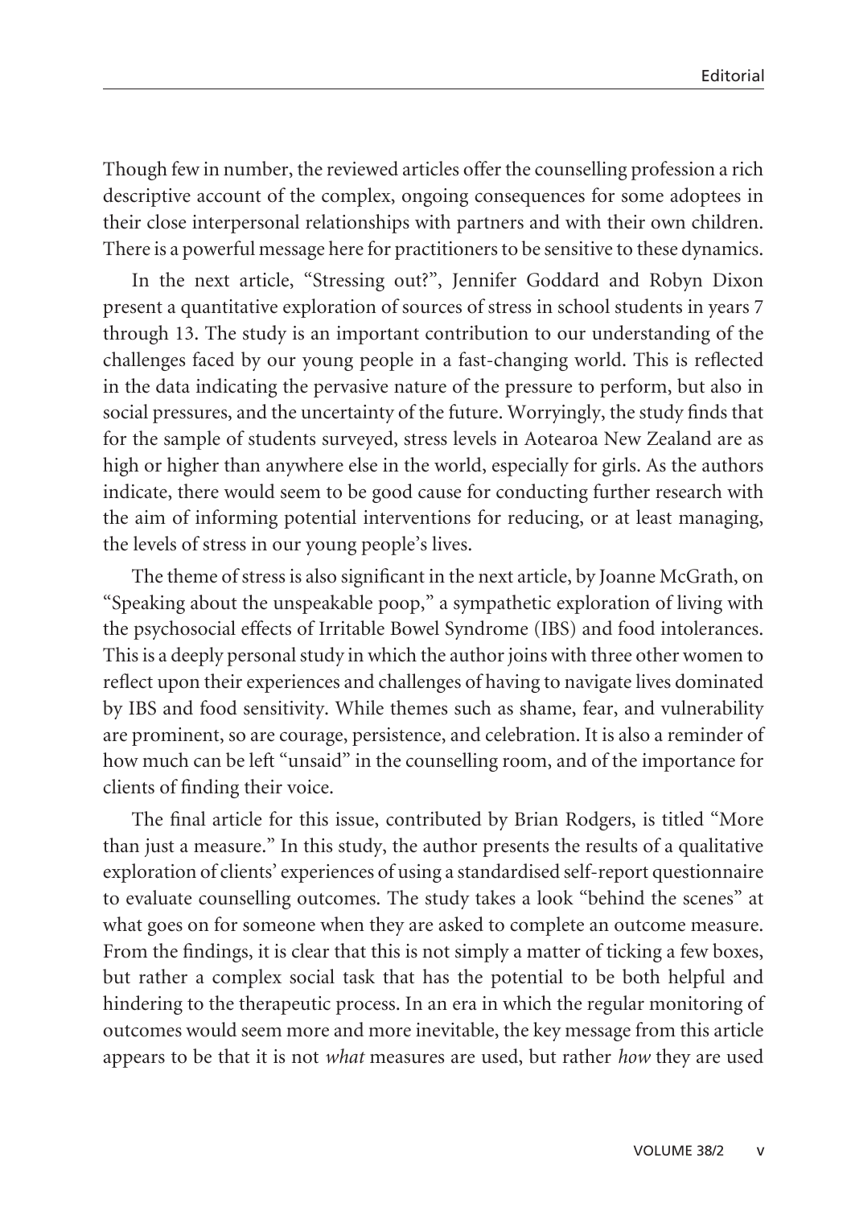Though few in number, the reviewed articles offer the counselling profession a rich descriptive account of the complex, ongoing consequences for some adoptees in their close interpersonal relationships with partners and with their own children. There is a powerful message here for practitioners to be sensitive to these dynamics.

In the next article, "Stressing out?", Jennifer Goddard and Robyn Dixon present a quantitative exploration of sources of stress in school students in years 7 through 13. The study is an important contribution to our understanding of the challenges faced by our young people in a fast-changing world. This is reflected in the data indicating the pervasive nature of the pressure to perform, but also in social pressures, and the uncertainty of the future. Worryingly, the study finds that for the sample of students surveyed, stress levels in Aotearoa New Zealand are as high or higher than anywhere else in the world, especially for girls. As the authors indicate, there would seem to be good cause for conducting further research with the aim of informing potential interventions for reducing, or at least managing, the levels of stress in our young people's lives.

The theme of stress is also significant in the next article, by Joanne McGrath, on "Speaking about the unspeakable poop," a sympathetic exploration of living with the psychosocial effects of Irritable Bowel Syndrome (IBS) and food intolerances. This is a deeply personal study in which the author joins with three other women to reflect upon their experiences and challenges of having to navigate lives dominated by IBS and food sensitivity. While themes such as shame, fear, and vulnerability are prominent, so are courage, persistence, and celebration. It is also a reminder of how much can be left "unsaid" in the counselling room, and of the importance for clients of finding their voice.

The final article for this issue, contributed by Brian Rodgers, is titled "More than just a measure." In this study, the author presents the results of a qualitative exploration of clients' experiences of using a standardised self-report questionnaire to evaluate counselling outcomes. The study takes a look "behind the scenes" at what goes on for someone when they are asked to complete an outcome measure. From the findings, it is clear that this is not simply a matter of ticking a few boxes, but rather a complex social task that has the potential to be both helpful and hindering to the therapeutic process. In an era in which the regular monitoring of outcomes would seem more and more inevitable, the key message from this article appears to be that it is not *what* measures are used, but rather *how* they are used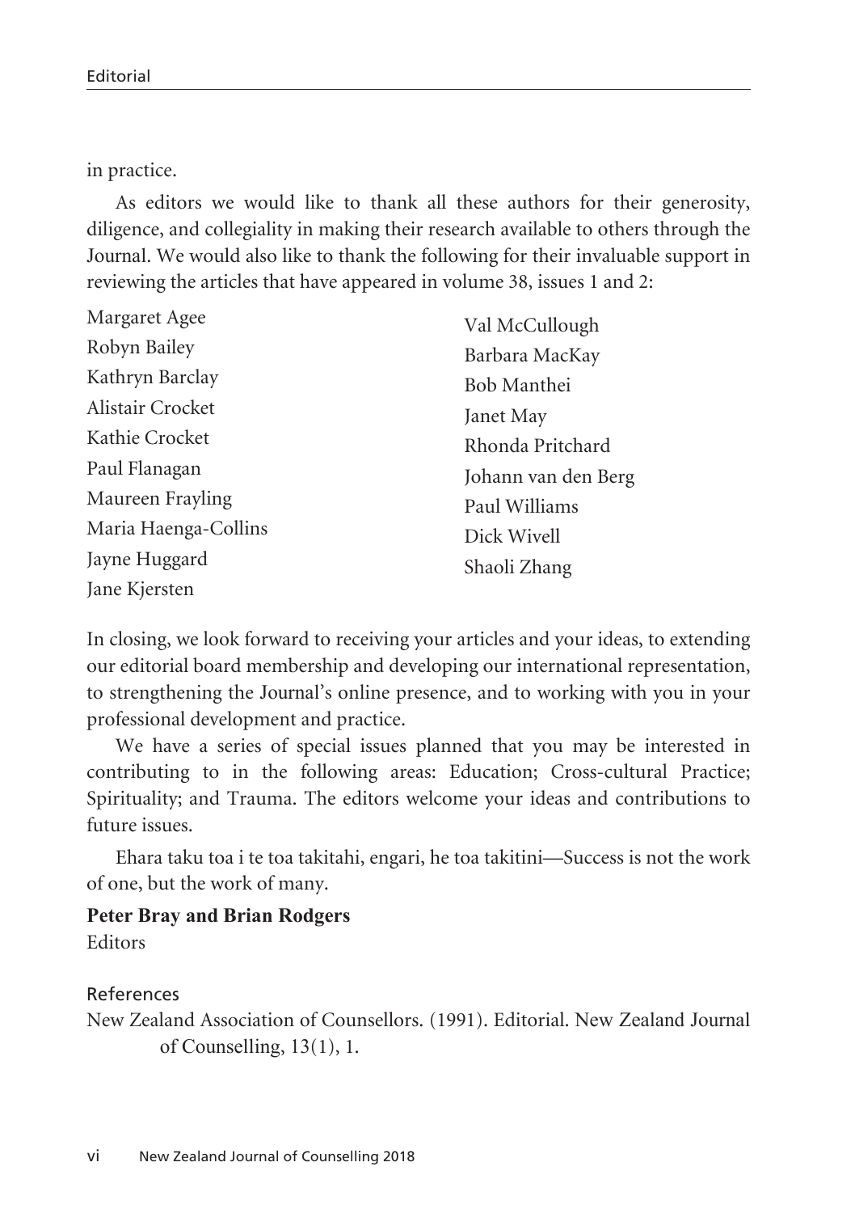in practice.

As editors we would like to thank all these authors for their generosity, diligence, and collegiality in making their research available to others through the Journal. We would also like to thank the following for their invaluable support in reviewing the articles that have appeared in volume 38, issues 1 and 2:

Margaret Agee
Robyn Bailey
Kathryn Barclay
Alistair Crocket
Kathie Crocket
Paul Flanagan
Maureen Frayling
Maria Haenga-Collins
Jayne Huggard
Jane Kjersten
Val McCullough
Barbara MacKay
Bob Manthei
Janet May
Rhonda Pritchard
Johann van den Berg
Paul Williams
Dick Wivell
Shaoli Zhang

In closing, we look forward to receiving your articles and your ideas, to extending our editorial board membership and developing our international representation, to strengthening the Journal's online presence, and to working with you in your professional development and practice.

We have a series of special issues planned that you may be interested in contributing to in the following areas: Education; Cross-cultural Practice; Spirituality; and Trauma. The editors welcome your ideas and contributions to future issues.

Ehara taku toa i te toa takitahi, engari, he toa takitini—Success is not the work of one, but the work of many.

**Peter Bray and Brian Rodgers**
Editors

## References

New Zealand Association of Counsellors. (1991). Editorial. New Zealand Journal of Counselling, 13(1), 1.